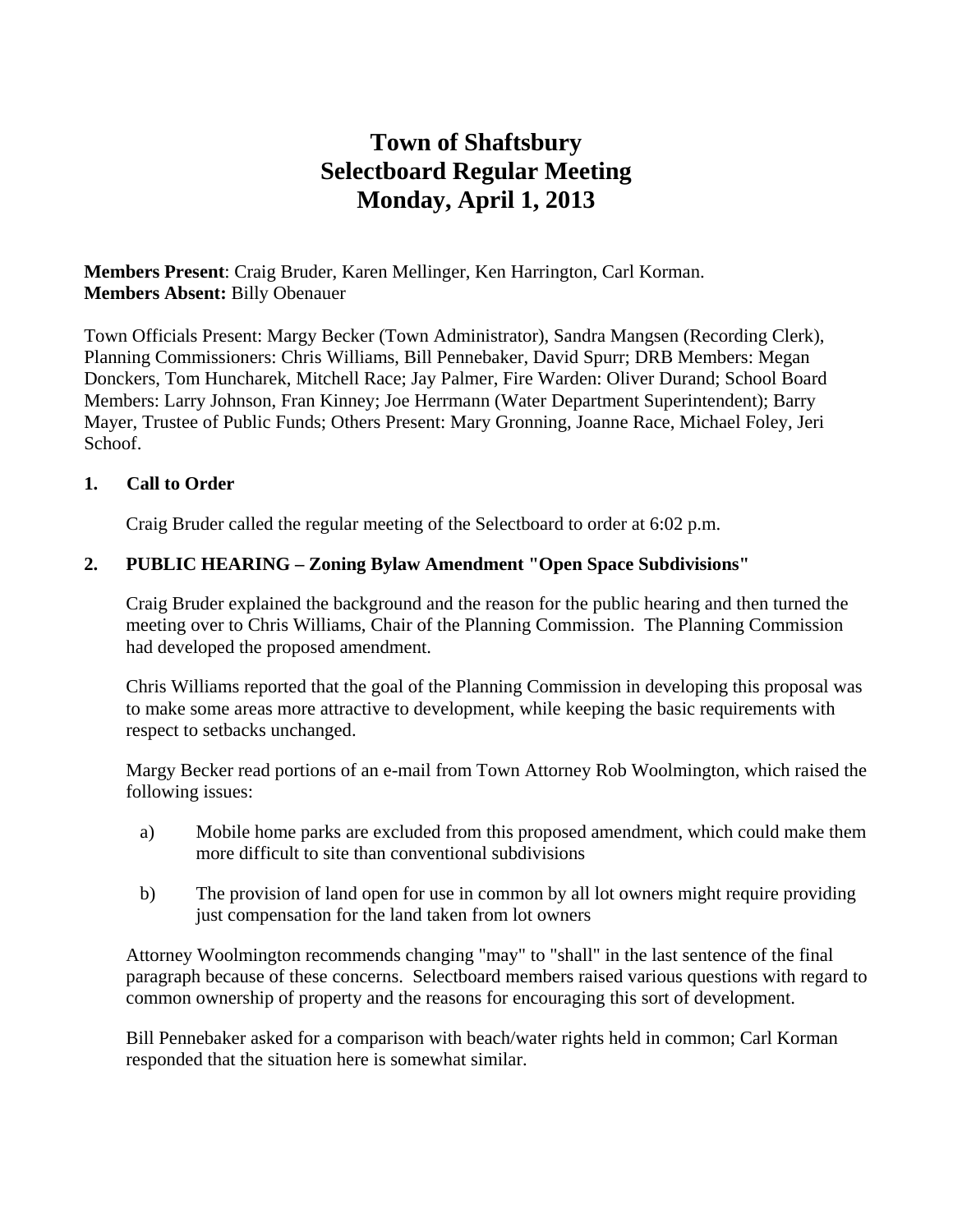# Town of Shaftsbury
# Selectboard Regular Meeting
# Monday, April 1, 2013

**Members Present**: Craig Bruder, Karen Mellinger, Ken Harrington, Carl Korman.
**Members Absent:** Billy Obenauer

Town Officials Present: Margy Becker (Town Administrator), Sandra Mangsen (Recording Clerk), Planning Commissioners: Chris Williams, Bill Pennebaker, David Spurr; DRB Members: Megan Donckers, Tom Huncharek, Mitchell Race; Jay Palmer, Fire Warden: Oliver Durand; School Board Members: Larry Johnson, Fran Kinney; Joe Herrmann (Water Department Superintendent); Barry Mayer, Trustee of Public Funds; Others Present: Mary Gronning, Joanne Race, Michael Foley, Jeri Schoof.

**1. Call to Order**

Craig Bruder called the regular meeting of the Selectboard to order at 6:02 p.m.

**2. PUBLIC HEARING – Zoning Bylaw Amendment "Open Space Subdivisions"**

Craig Bruder explained the background and the reason for the public hearing and then turned the meeting over to Chris Williams, Chair of the Planning Commission. The Planning Commission had developed the proposed amendment.

Chris Williams reported that the goal of the Planning Commission in developing this proposal was to make some areas more attractive to development, while keeping the basic requirements with respect to setbacks unchanged.

Margy Becker read portions of an e-mail from Town Attorney Rob Woolmington, which raised the following issues:

a) Mobile home parks are excluded from this proposed amendment, which could make them more difficult to site than conventional subdivisions

b) The provision of land open for use in common by all lot owners might require providing just compensation for the land taken from lot owners

Attorney Woolmington recommends changing "may" to "shall" in the last sentence of the final paragraph because of these concerns. Selectboard members raised various questions with regard to common ownership of property and the reasons for encouraging this sort of development.

Bill Pennebaker asked for a comparison with beach/water rights held in common; Carl Korman responded that the situation here is somewhat similar.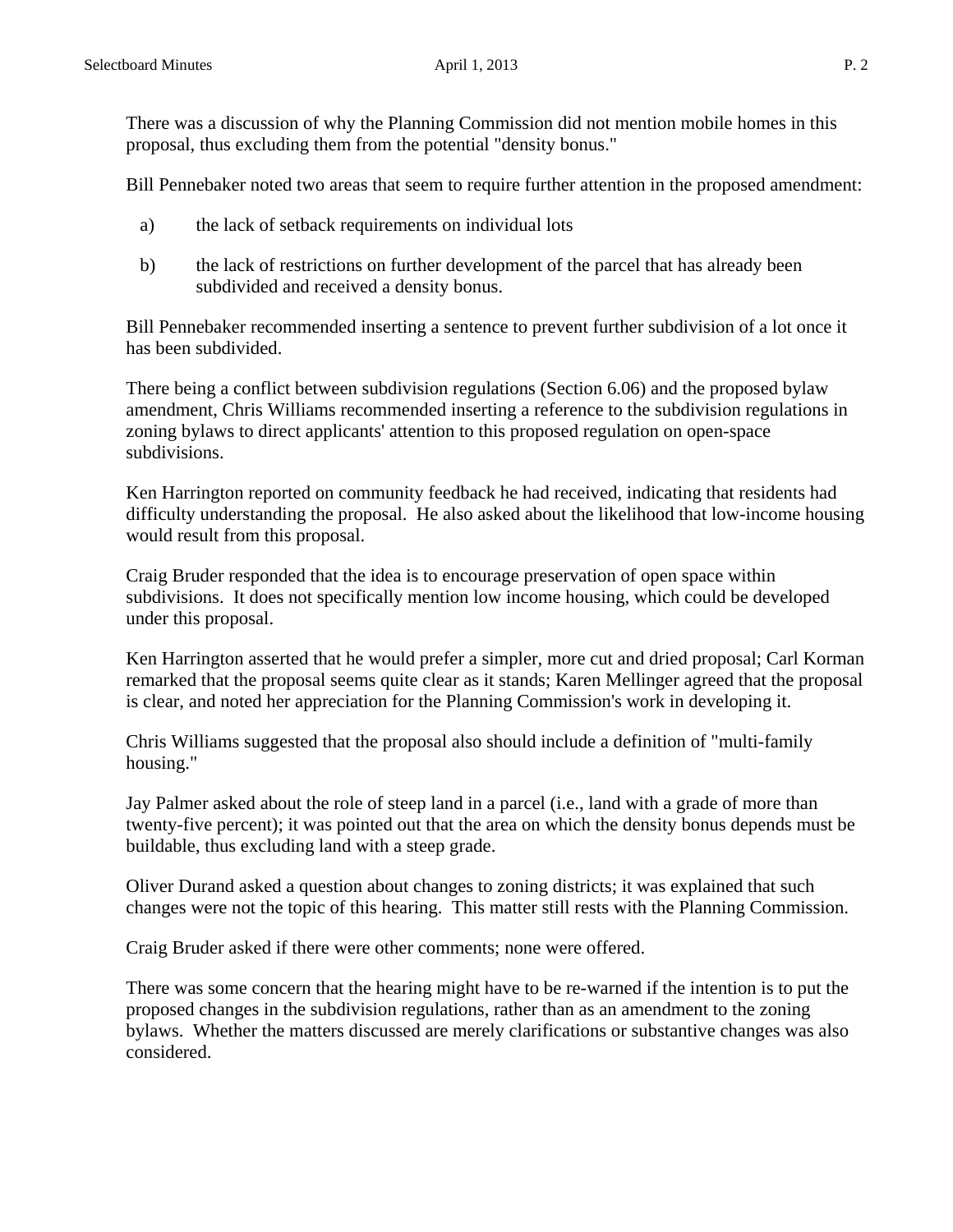There was a discussion of why the Planning Commission did not mention mobile homes in this proposal, thus excluding them from the potential "density bonus."

Bill Pennebaker noted two areas that seem to require further attention in the proposed amendment:

a) the lack of setback requirements on individual lots

b) the lack of restrictions on further development of the parcel that has already been subdivided and received a density bonus.

Bill Pennebaker recommended inserting a sentence to prevent further subdivision of a lot once it has been subdivided.

There being a conflict between subdivision regulations (Section 6.06) and the proposed bylaw amendment, Chris Williams recommended inserting a reference to the subdivision regulations in zoning bylaws to direct applicants' attention to this proposed regulation on open-space subdivisions.

Ken Harrington reported on community feedback he had received, indicating that residents had difficulty understanding the proposal. He also asked about the likelihood that low-income housing would result from this proposal.

Craig Bruder responded that the idea is to encourage preservation of open space within subdivisions. It does not specifically mention low income housing, which could be developed under this proposal.

Ken Harrington asserted that he would prefer a simpler, more cut and dried proposal; Carl Korman remarked that the proposal seems quite clear as it stands; Karen Mellinger agreed that the proposal is clear, and noted her appreciation for the Planning Commission's work in developing it.

Chris Williams suggested that the proposal also should include a definition of "multi-family housing."

Jay Palmer asked about the role of steep land in a parcel (i.e., land with a grade of more than twenty-five percent); it was pointed out that the area on which the density bonus depends must be buildable, thus excluding land with a steep grade.

Oliver Durand asked a question about changes to zoning districts; it was explained that such changes were not the topic of this hearing. This matter still rests with the Planning Commission.

Craig Bruder asked if there were other comments; none were offered.

There was some concern that the hearing might have to be re-warned if the intention is to put the proposed changes in the subdivision regulations, rather than as an amendment to the zoning bylaws. Whether the matters discussed are merely clarifications or substantive changes was also considered.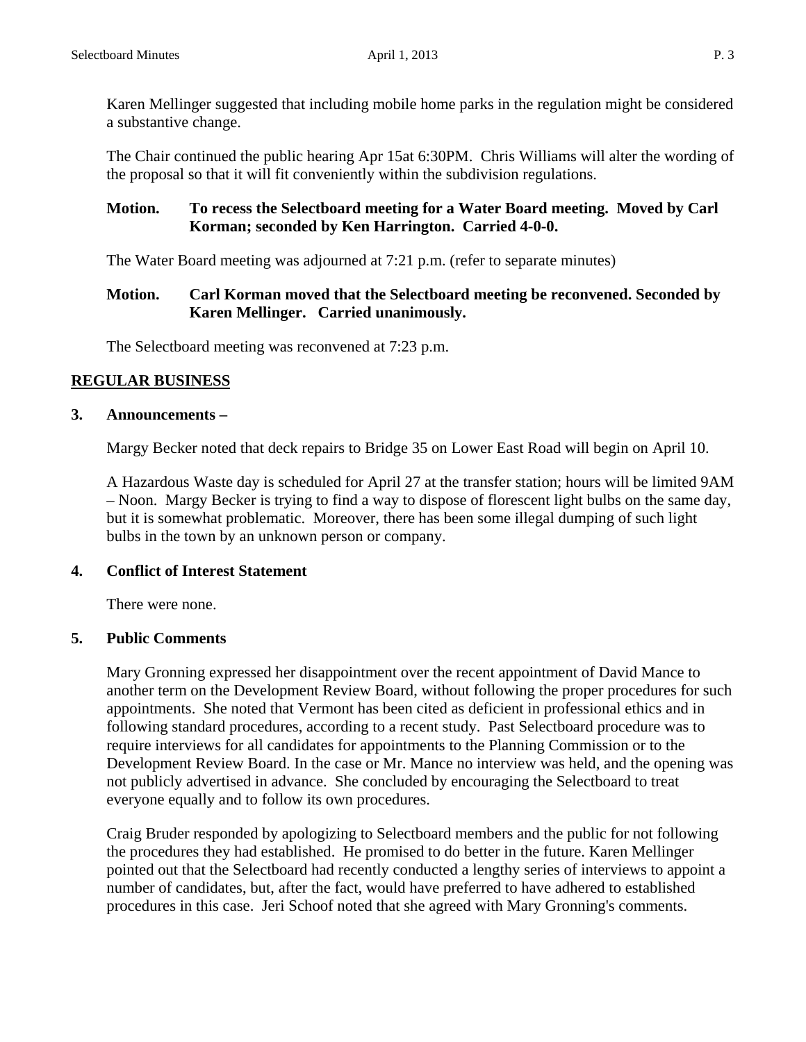Karen Mellinger suggested that including mobile home parks in the regulation might be considered a substantive change.

The Chair continued the public hearing Apr 15at 6:30PM. Chris Williams will alter the wording of the proposal so that it will fit conveniently within the subdivision regulations.

**Motion. To recess the Selectboard meeting for a Water Board meeting. Moved by Carl Korman; seconded by Ken Harrington. Carried 4-0-0.**

The Water Board meeting was adjourned at 7:21 p.m. (refer to separate minutes)

**Motion. Carl Korman moved that the Selectboard meeting be reconvened. Seconded by Karen Mellinger. Carried unanimously.**

The Selectboard meeting was reconvened at 7:23 p.m.

## REGULAR BUSINESS

### 3. Announcements –

Margy Becker noted that deck repairs to Bridge 35 on Lower East Road will begin on April 10.

A Hazardous Waste day is scheduled for April 27 at the transfer station; hours will be limited 9AM – Noon. Margy Becker is trying to find a way to dispose of florescent light bulbs on the same day, but it is somewhat problematic. Moreover, there has been some illegal dumping of such light bulbs in the town by an unknown person or company.

### 4. Conflict of Interest Statement

There were none.

### 5. Public Comments

Mary Gronning expressed her disappointment over the recent appointment of David Mance to another term on the Development Review Board, without following the proper procedures for such appointments. She noted that Vermont has been cited as deficient in professional ethics and in following standard procedures, according to a recent study. Past Selectboard procedure was to require interviews for all candidates for appointments to the Planning Commission or to the Development Review Board. In the case or Mr. Mance no interview was held, and the opening was not publicly advertised in advance. She concluded by encouraging the Selectboard to treat everyone equally and to follow its own procedures.

Craig Bruder responded by apologizing to Selectboard members and the public for not following the procedures they had established. He promised to do better in the future. Karen Mellinger pointed out that the Selectboard had recently conducted a lengthy series of interviews to appoint a number of candidates, but, after the fact, would have preferred to have adhered to established procedures in this case. Jeri Schoof noted that she agreed with Mary Gronning's comments.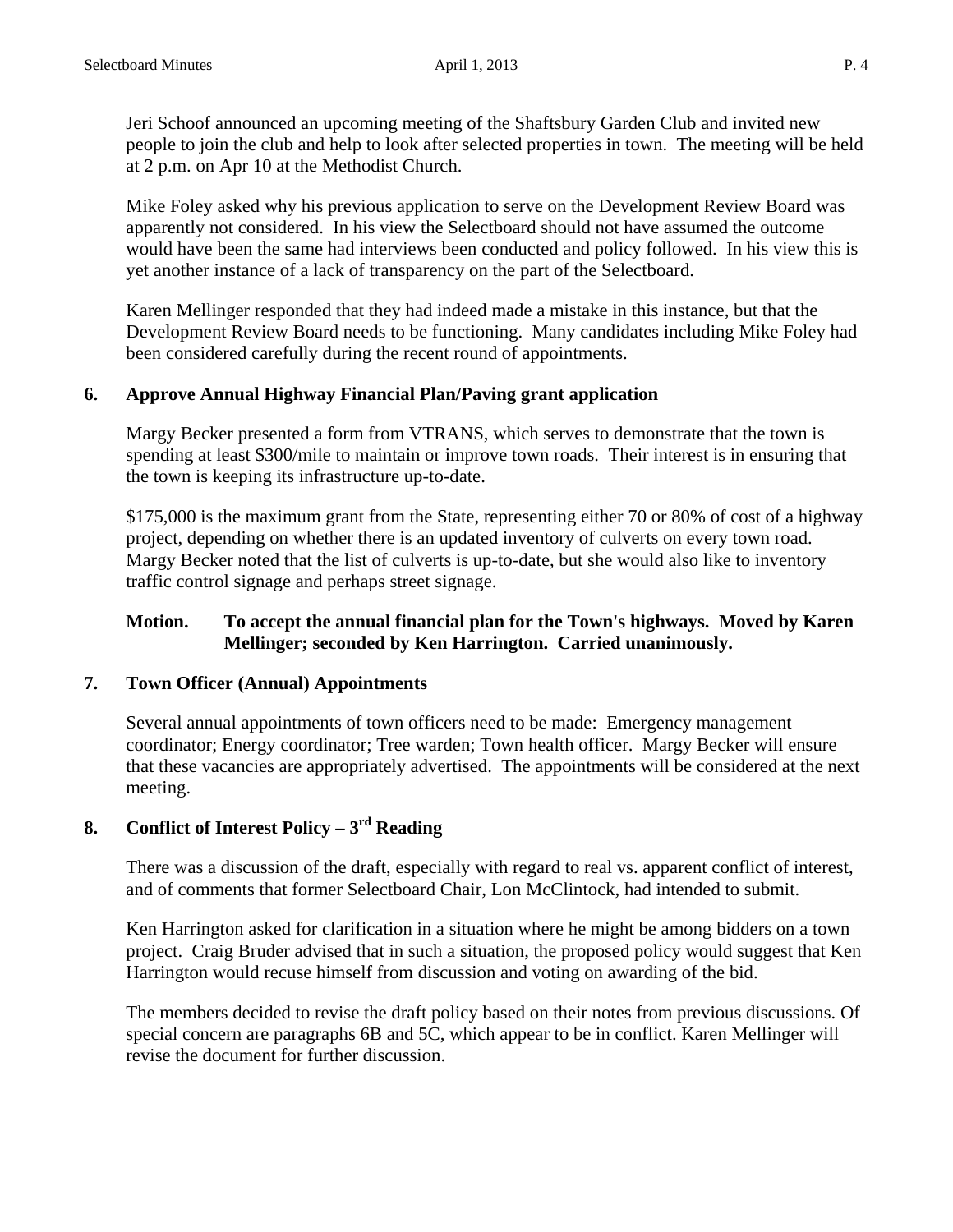Jeri Schoof announced an upcoming meeting of the Shaftsbury Garden Club and invited new people to join the club and help to look after selected properties in town. The meeting will be held at 2 p.m. on Apr 10 at the Methodist Church.

Mike Foley asked why his previous application to serve on the Development Review Board was apparently not considered. In his view the Selectboard should not have assumed the outcome would have been the same had interviews been conducted and policy followed. In his view this is yet another instance of a lack of transparency on the part of the Selectboard.

Karen Mellinger responded that they had indeed made a mistake in this instance, but that the Development Review Board needs to be functioning. Many candidates including Mike Foley had been considered carefully during the recent round of appointments.

### 6. Approve Annual Highway Financial Plan/Paving grant application

Margy Becker presented a form from VTRANS, which serves to demonstrate that the town is spending at least $300/mile to maintain or improve town roads. Their interest is in ensuring that the town is keeping its infrastructure up-to-date.

$175,000 is the maximum grant from the State, representing either 70 or 80% of cost of a highway project, depending on whether there is an updated inventory of culverts on every town road. Margy Becker noted that the list of culverts is up-to-date, but she would also like to inventory traffic control signage and perhaps street signage.

**Motion. To accept the annual financial plan for the Town's highways. Moved by Karen Mellinger; seconded by Ken Harrington. Carried unanimously.**

### 7. Town Officer (Annual) Appointments

Several annual appointments of town officers need to be made: Emergency management coordinator; Energy coordinator; Tree warden; Town health officer. Margy Becker will ensure that these vacancies are appropriately advertised. The appointments will be considered at the next meeting.

### 8. Conflict of Interest Policy – 3rd Reading

There was a discussion of the draft, especially with regard to real vs. apparent conflict of interest, and of comments that former Selectboard Chair, Lon McClintock, had intended to submit.

Ken Harrington asked for clarification in a situation where he might be among bidders on a town project. Craig Bruder advised that in such a situation, the proposed policy would suggest that Ken Harrington would recuse himself from discussion and voting on awarding of the bid.

The members decided to revise the draft policy based on their notes from previous discussions. Of special concern are paragraphs 6B and 5C, which appear to be in conflict. Karen Mellinger will revise the document for further discussion.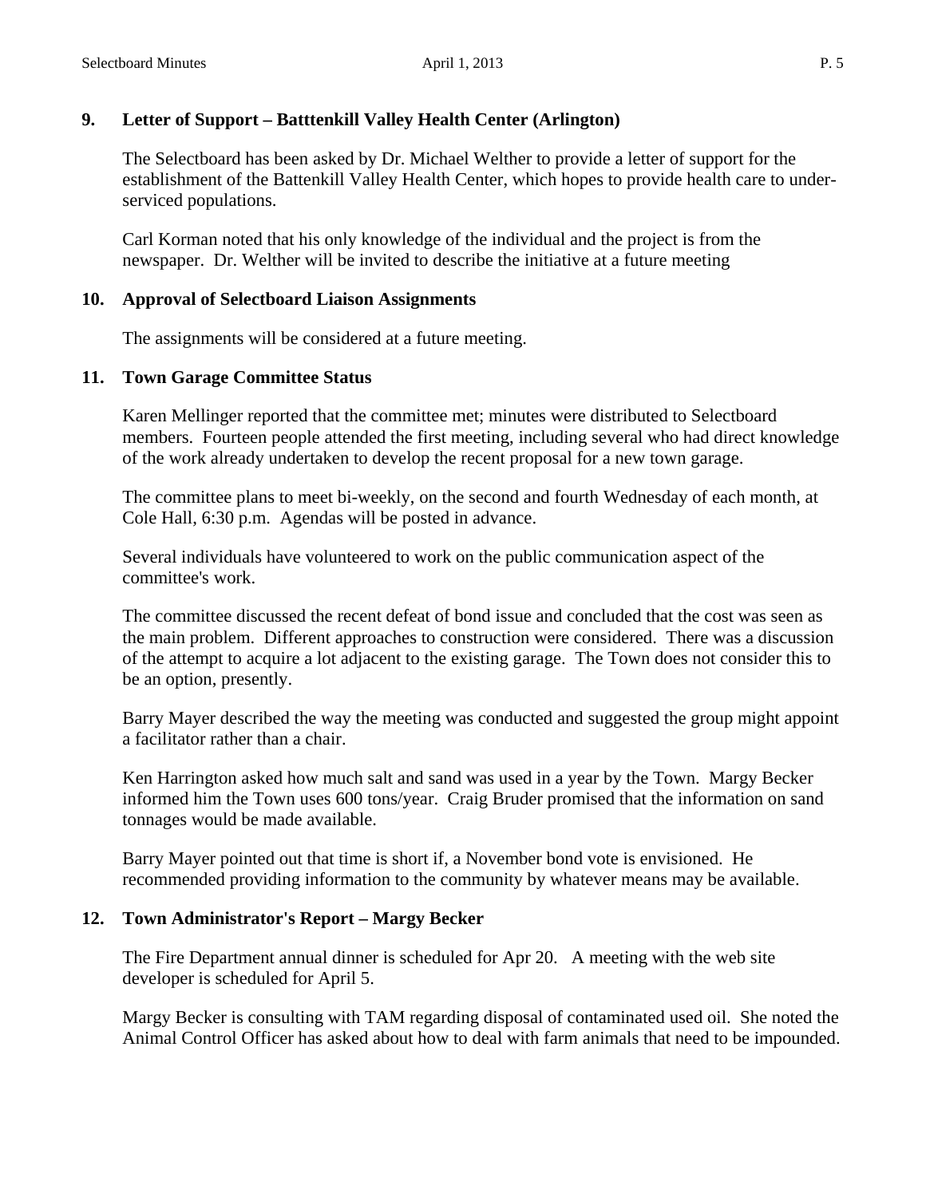## 9. Letter of Support – Batttenkill Valley Health Center (Arlington)

The Selectboard has been asked by Dr. Michael Welther to provide a letter of support for the establishment of the Battenkill Valley Health Center, which hopes to provide health care to under-serviced populations.

Carl Korman noted that his only knowledge of the individual and the project is from the newspaper. Dr. Welther will be invited to describe the initiative at a future meeting

## 10. Approval of Selectboard Liaison Assignments

The assignments will be considered at a future meeting.

## 11. Town Garage Committee Status

Karen Mellinger reported that the committee met; minutes were distributed to Selectboard members. Fourteen people attended the first meeting, including several who had direct knowledge of the work already undertaken to develop the recent proposal for a new town garage.

The committee plans to meet bi-weekly, on the second and fourth Wednesday of each month, at Cole Hall, 6:30 p.m. Agendas will be posted in advance.

Several individuals have volunteered to work on the public communication aspect of the committee's work.

The committee discussed the recent defeat of bond issue and concluded that the cost was seen as the main problem. Different approaches to construction were considered. There was a discussion of the attempt to acquire a lot adjacent to the existing garage. The Town does not consider this to be an option, presently.

Barry Mayer described the way the meeting was conducted and suggested the group might appoint a facilitator rather than a chair.

Ken Harrington asked how much salt and sand was used in a year by the Town. Margy Becker informed him the Town uses 600 tons/year. Craig Bruder promised that the information on sand tonnages would be made available.

Barry Mayer pointed out that time is short if, a November bond vote is envisioned. He recommended providing information to the community by whatever means may be available.

## 12. Town Administrator's Report – Margy Becker

The Fire Department annual dinner is scheduled for Apr 20. A meeting with the web site developer is scheduled for April 5.

Margy Becker is consulting with TAM regarding disposal of contaminated used oil. She noted the Animal Control Officer has asked about how to deal with farm animals that need to be impounded.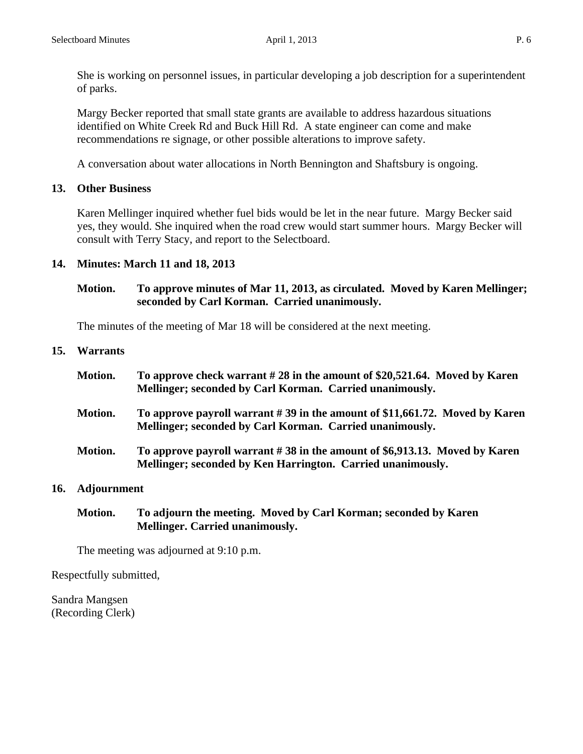She is working on personnel issues, in particular developing a job description for a superintendent of parks.

Margy Becker reported that small state grants are available to address hazardous situations identified on White Creek Rd and Buck Hill Rd. A state engineer can come and make recommendations re signage, or other possible alterations to improve safety.

A conversation about water allocations in North Bennington and Shaftsbury is ongoing.

## 13. Other Business

Karen Mellinger inquired whether fuel bids would be let in the near future. Margy Becker said yes, they would. She inquired when the road crew would start summer hours. Margy Becker will consult with Terry Stacy, and report to the Selectboard.

## 14. Minutes: March 11 and 18, 2013

**Motion. To approve minutes of Mar 11, 2013, as circulated. Moved by Karen Mellinger; seconded by Carl Korman. Carried unanimously.**

The minutes of the meeting of Mar 18 will be considered at the next meeting.

## 15. Warrants

**Motion. To approve check warrant # 28 in the amount of $20,521.64. Moved by Karen Mellinger; seconded by Carl Korman. Carried unanimously.**

**Motion. To approve payroll warrant # 39 in the amount of $11,661.72. Moved by Karen Mellinger; seconded by Carl Korman. Carried unanimously.**

**Motion. To approve payroll warrant # 38 in the amount of $6,913.13. Moved by Karen Mellinger; seconded by Ken Harrington. Carried unanimously.**

## 16. Adjournment

**Motion. To adjourn the meeting. Moved by Carl Korman; seconded by Karen Mellinger. Carried unanimously.**

The meeting was adjourned at 9:10 p.m.

Respectfully submitted,

Sandra Mangsen
(Recording Clerk)